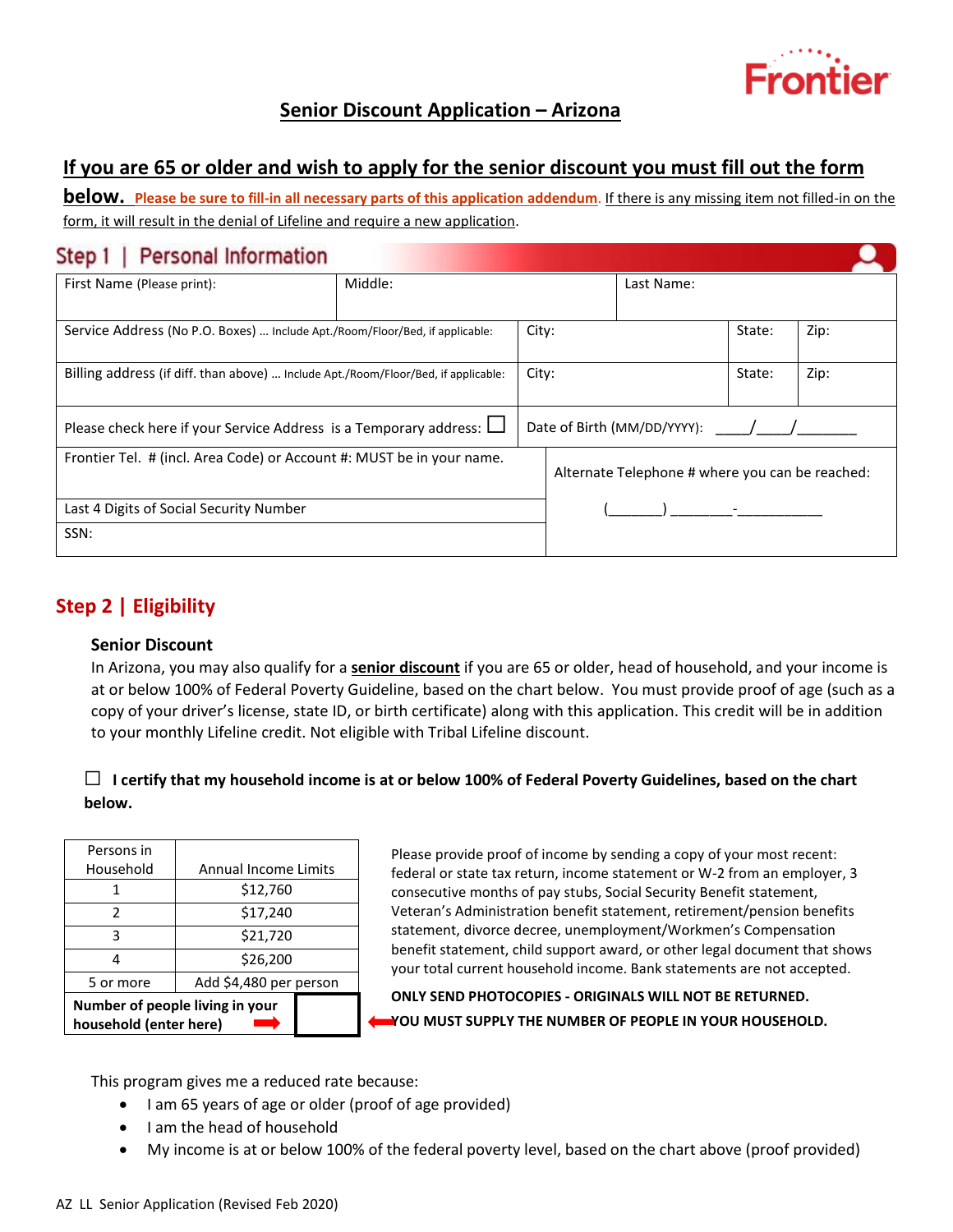Frontier

# Senior Discount Application – Arizona

## If you are 65 or older and wish to apply for the senior discount you must fill out the form below.

**Please be sure to fill-in all necessary parts of this application addendum.** If there is any missing item not filled-in on the form, it will result in the denial of Lifeline and require a new application.

## Step 1 | Personal Information

| First Name (Please print): | Middle: | Last Name: | | |
|---|---|---|---|---|
| Service Address (No P.O. Boxes) … Include Apt./Room/Floor/Bed, if applicable: | City: | | State: | Zip: |
| Billing address (if diff. than above) … Include Apt./Room/Floor/Bed, if applicable: | City: | | State: | Zip: |
| Please check here if your Service Address is a Temporary address: ☐ | Date of Birth (MM/DD/YYYY): \_\_\_\_/\_\_\_\_/\_\_\_\_\_\_\_ | | | |
| Frontier Tel. # (incl. Area Code) or Account #: MUST be in your name. | Alternate Telephone # where you can be reached: (\_\_\_\_\_\_\_) \_\_\_\_\_\_\_\_-\_\_\_\_\_\_\_\_\_\_\_ | | | |
| Last 4 Digits of Social Security Number | | | | |
| SSN: | | | | |

## Step 2 | Eligibility

### Senior Discount

In Arizona, you may also qualify for a **senior discount** if you are 65 or older, head of household, and your income is at or below 100% of Federal Poverty Guideline, based on the chart below. You must provide proof of age (such as a copy of your driver's license, state ID, or birth certificate) along with this application. This credit will be in addition to your monthly Lifeline credit. Not eligible with Tribal Lifeline discount.

☐ **I certify that my household income is at or below 100% of Federal Poverty Guidelines, based on the chart below.**

| Persons in Household | Annual Income Limits |
|---|---|
| 1 | $12,760 |
| 2 | $17,240 |
| 3 | $21,720 |
| 4 | $26,200 |
| 5 or more | Add $4,480 per person |
| **Number of people living in your household (enter here)** | |

Please provide proof of income by sending a copy of your most recent: federal or state tax return, income statement or W-2 from an employer, 3 consecutive months of pay stubs, Social Security Benefit statement, Veteran's Administration benefit statement, retirement/pension benefits statement, divorce decree, unemployment/Workmen's Compensation benefit statement, child support award, or other legal document that shows your total current household income. Bank statements are not accepted.

**ONLY SEND PHOTOCOPIES - ORIGINALS WILL NOT BE RETURNED.**

**YOU MUST SUPPLY THE NUMBER OF PEOPLE IN YOUR HOUSEHOLD.**

This program gives me a reduced rate because:

- I am 65 years of age or older (proof of age provided)
- I am the head of household
- My income is at or below 100% of the federal poverty level, based on the chart above (proof provided)

AZ LL Senior Application (Revised Feb 2020)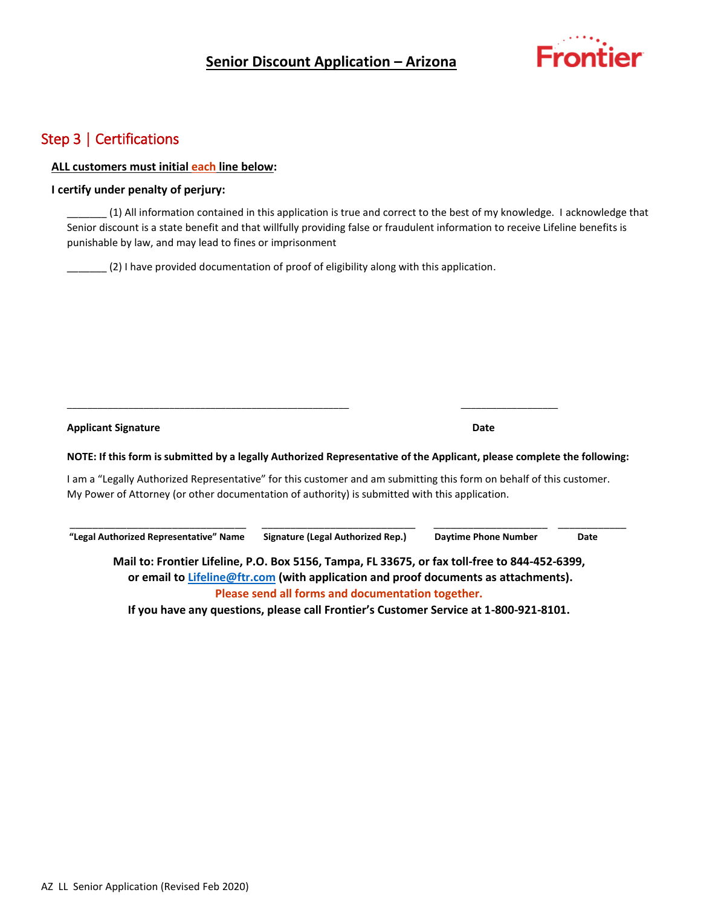# Senior Discount Application – Arizona

## Step 3 | Certifications

**ALL customers must initial each line below:**

**I certify under penalty of perjury:**

_______ (1) All information contained in this application is true and correct to the best of my knowledge. I acknowledge that Senior discount is a state benefit and that willfully providing false or fraudulent information to receive Lifeline benefits is punishable by law, and may lead to fines or imprisonment

_______ (2) I have provided documentation of proof of eligibility along with this application.

_______________________________________________ _________________

**Applicant Signature** **Date**

**NOTE: If this form is submitted by a legally Authorized Representative of the Applicant, please complete the following:**

I am a "Legally Authorized Representative" for this customer and am submitting this form on behalf of this customer. My Power of Attorney (or other documentation of authority) is submitted with this application.

| **"Legal Authorized Representative" Name** | **Signature (Legal Authorized Rep.)** | **Daytime Phone Number** | **Date** |
|---|---|---|---|
| | | | |

**Mail to: Frontier Lifeline, P.O. Box 5156, Tampa, FL 33675, or fax toll-free to 844-452-6399, or email to Lifeline@ftr.com (with application and proof documents as attachments).**

**Please send all forms and documentation together.**

**If you have any questions, please call Frontier's Customer Service at 1-800-921-8101.**

AZ LL Senior Application (Revised Feb 2020)